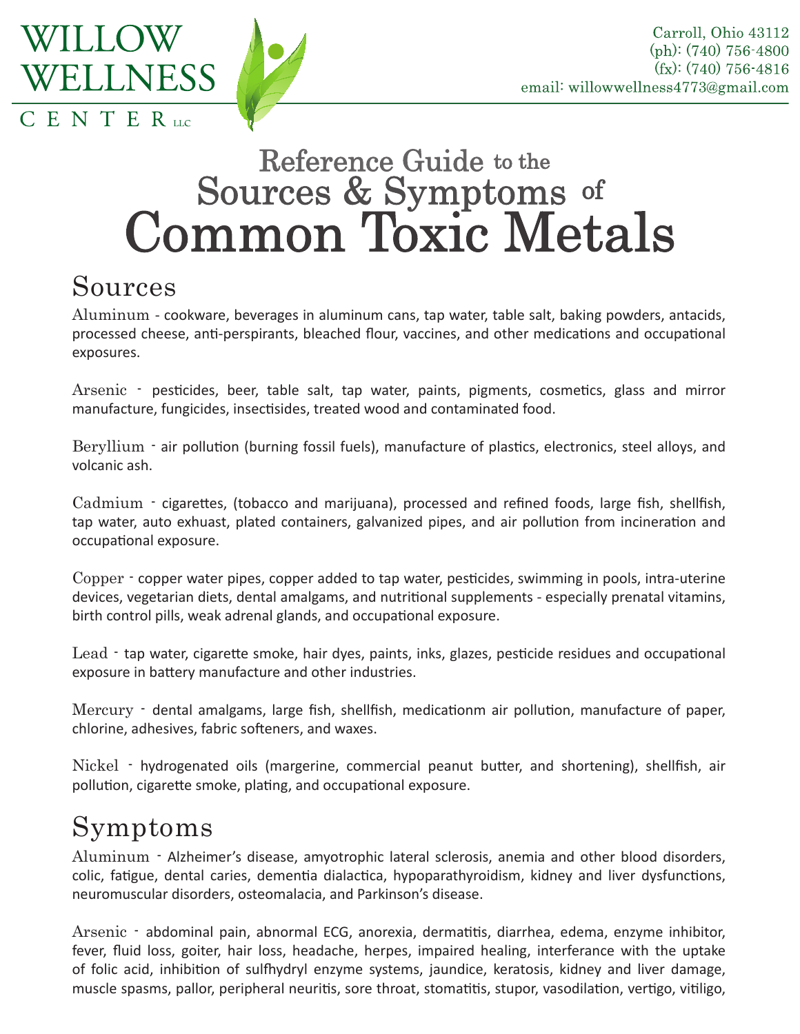# WILLOW WELLNESS CENTER LLC

Carroll, Ohio 43112
(ph): (740) 756-4800
(fx): (740) 756-4816
email: willowwellness4773@gmail.com

# Reference Guide to the Sources & Symptoms of Common Toxic Metals

## Sources

Aluminum - cookware, beverages in aluminum cans, tap water, table salt, baking powders, antacids, processed cheese, anti-perspirants, bleached flour, vaccines, and other medications and occupational exposures.

Arsenic - pesticides, beer, table salt, tap water, paints, pigments, cosmetics, glass and mirror manufacture, fungicides, insectisides, treated wood and contaminated food.

Beryllium - air pollution (burning fossil fuels), manufacture of plastics, electronics, steel alloys, and volcanic ash.

Cadmium - cigarettes, (tobacco and marijuana), processed and refined foods, large fish, shellfish, tap water, auto exhuast, plated containers, galvanized pipes, and air pollution from incineration and occupational exposure.

Copper - copper water pipes, copper added to tap water, pesticides, swimming in pools, intra-uterine devices, vegetarian diets, dental amalgams, and nutritional supplements - especially prenatal vitamins, birth control pills, weak adrenal glands, and occupational exposure.

Lead - tap water, cigarette smoke, hair dyes, paints, inks, glazes, pesticide residues and occupational exposure in battery manufacture and other industries.

Mercury - dental amalgams, large fish, shellfish, medicationm air pollution, manufacture of paper, chlorine, adhesives, fabric softeners, and waxes.

Nickel - hydrogenated oils (margerine, commercial peanut butter, and shortening), shellfish, air pollution, cigarette smoke, plating, and occupational exposure.

## Symptoms

Aluminum - Alzheimer's disease, amyotrophic lateral sclerosis, anemia and other blood disorders, colic, fatigue, dental caries, dementia dialactica, hypoparathyroidism, kidney and liver dysfunctions, neuromuscular disorders, osteomalacia, and Parkinson's disease.

Arsenic - abdominal pain, abnormal ECG, anorexia, dermatitis, diarrhea, edema, enzyme inhibitor, fever, fluid loss, goiter, hair loss, headache, herpes, impaired healing, interferance with the uptake of folic acid, inhibition of sulfhydryl enzyme systems, jaundice, keratosis, kidney and liver damage, muscle spasms, pallor, peripheral neuritis, sore throat, stomatitis, stupor, vasodilation, vertigo, vitiligo,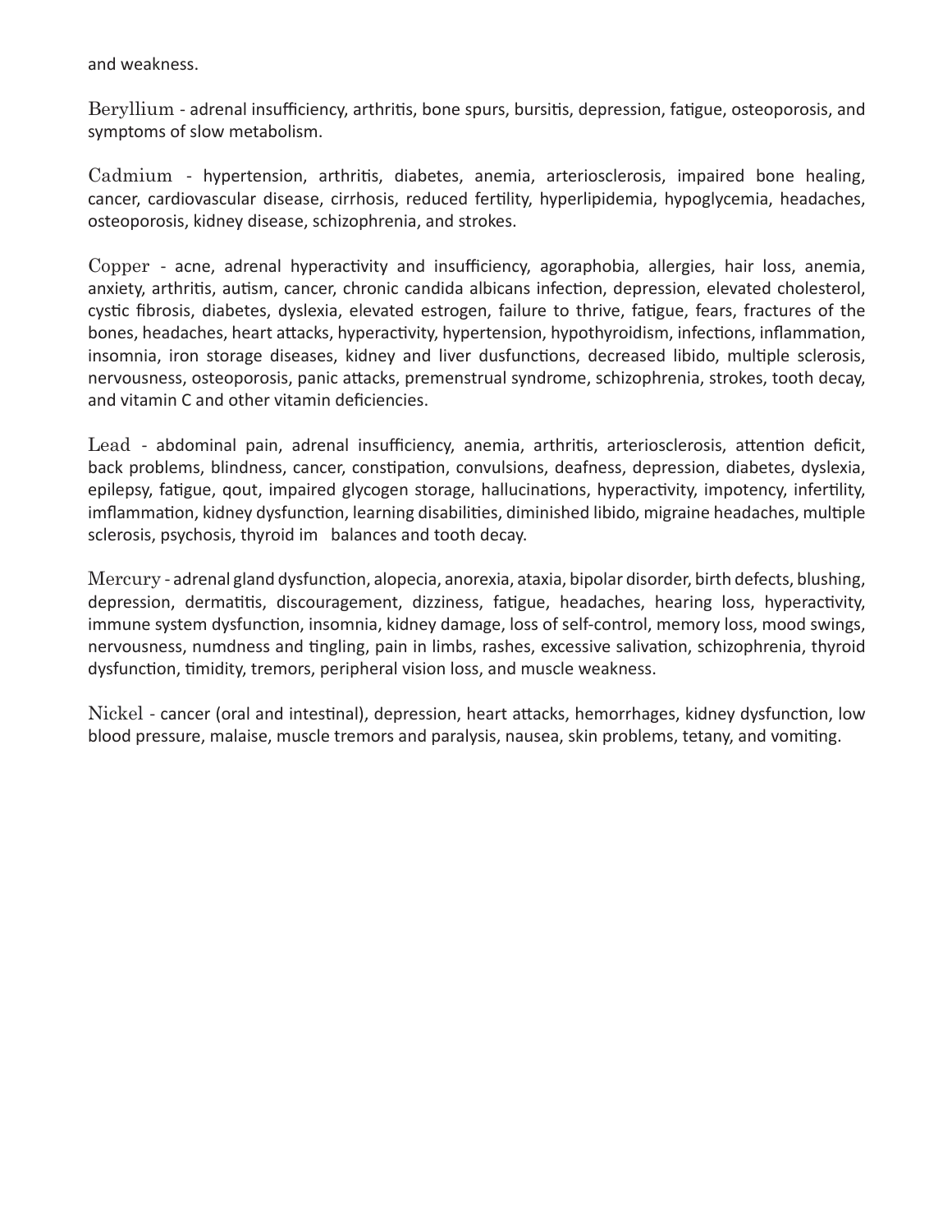and weakness.

Beryllium - adrenal insufficiency, arthritis, bone spurs, bursitis, depression, fatigue, osteoporosis, and symptoms of slow metabolism.

Cadmium - hypertension, arthritis, diabetes, anemia, arteriosclerosis, impaired bone healing, cancer, cardiovascular disease, cirrhosis, reduced fertility, hyperlipidemia, hypoglycemia, headaches, osteoporosis, kidney disease, schizophrenia, and strokes.

Copper - acne, adrenal hyperactivity and insufficiency, agoraphobia, allergies, hair loss, anemia, anxiety, arthritis, autism, cancer, chronic candida albicans infection, depression, elevated cholesterol, cystic fibrosis, diabetes, dyslexia, elevated estrogen, failure to thrive, fatigue, fears, fractures of the bones, headaches, heart attacks, hyperactivity, hypertension, hypothyroidism, infections, inflammation, insomnia, iron storage diseases, kidney and liver dusfunctions, decreased libido, multiple sclerosis, nervousness, osteoporosis, panic attacks, premenstrual syndrome, schizophrenia, strokes, tooth decay, and vitamin C and other vitamin deficiencies.

Lead - abdominal pain, adrenal insufficiency, anemia, arthritis, arteriosclerosis, attention deficit, back problems, blindness, cancer, constipation, convulsions, deafness, depression, diabetes, dyslexia, epilepsy, fatigue, qout, impaired glycogen storage, hallucinations, hyperactivity, impotency, infertility, imflammation, kidney dysfunction, learning disabilities, diminished libido, migraine headaches, multiple sclerosis, psychosis, thyroid im balances and tooth decay.

Mercury - adrenal gland dysfunction, alopecia, anorexia, ataxia, bipolar disorder, birth defects, blushing, depression, dermatitis, discouragement, dizziness, fatigue, headaches, hearing loss, hyperactivity, immune system dysfunction, insomnia, kidney damage, loss of self-control, memory loss, mood swings, nervousness, numdness and tingling, pain in limbs, rashes, excessive salivation, schizophrenia, thyroid dysfunction, timidity, tremors, peripheral vision loss, and muscle weakness.

Nickel - cancer (oral and intestinal), depression, heart attacks, hemorrhages, kidney dysfunction, low blood pressure, malaise, muscle tremors and paralysis, nausea, skin problems, tetany, and vomiting.